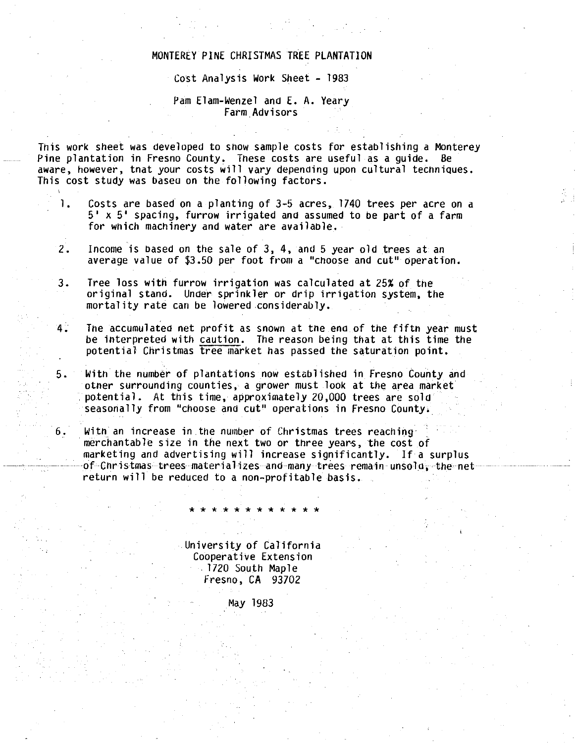# MONTEREY PINE CHRISTMAS TREE PLANTATION

## Cost Analysis Work Sheet - 1983

Pam Elam-Wenzel and E. A. Yeary
Farm Advisors

This work sheet was developed to show sample costs for establishing a Monterey Pine plantation in Fresno County. These costs are useful as a guide. Be aware, however, that your costs will vary depending upon cultural techniques. This cost study was based on the following factors.

1. Costs are based on a planting of 3-5 acres, 1740 trees per acre on a 5' x 5' spacing, furrow irrigated and assumed to be part of a farm for which machinery and water are available.

2. Income is based on the sale of 3, 4, and 5 year old trees at an average value of $3.50 per foot from a "choose and cut" operation.

3. Tree loss with furrow irrigation was calculated at 25% of the original stand. Under sprinkler or drip irrigation system, the mortality rate can be lowered considerably.

4. The accumulated net profit as shown at the end of the fifth year must be interpreted with caution. The reason being that at this time the potential Christmas tree market has passed the saturation point.

5. With the number of plantations now established in Fresno County and other surrounding counties, a grower must look at the area market potential. At this time, approximately 20,000 trees are sold seasonally from "choose and cut" operations in Fresno County.

6. With an increase in the number of Christmas trees reaching merchantable size in the next two or three years, the cost of marketing and advertising will increase significantly. If a surplus of Christmas trees materializes and many trees remain unsold, the net return will be reduced to a non-profitable basis.

\* \* \* \* \* \* \* \* \* \* \* \*

University of California
Cooperative Extension
1720 South Maple
Fresno, CA 93702

May 1983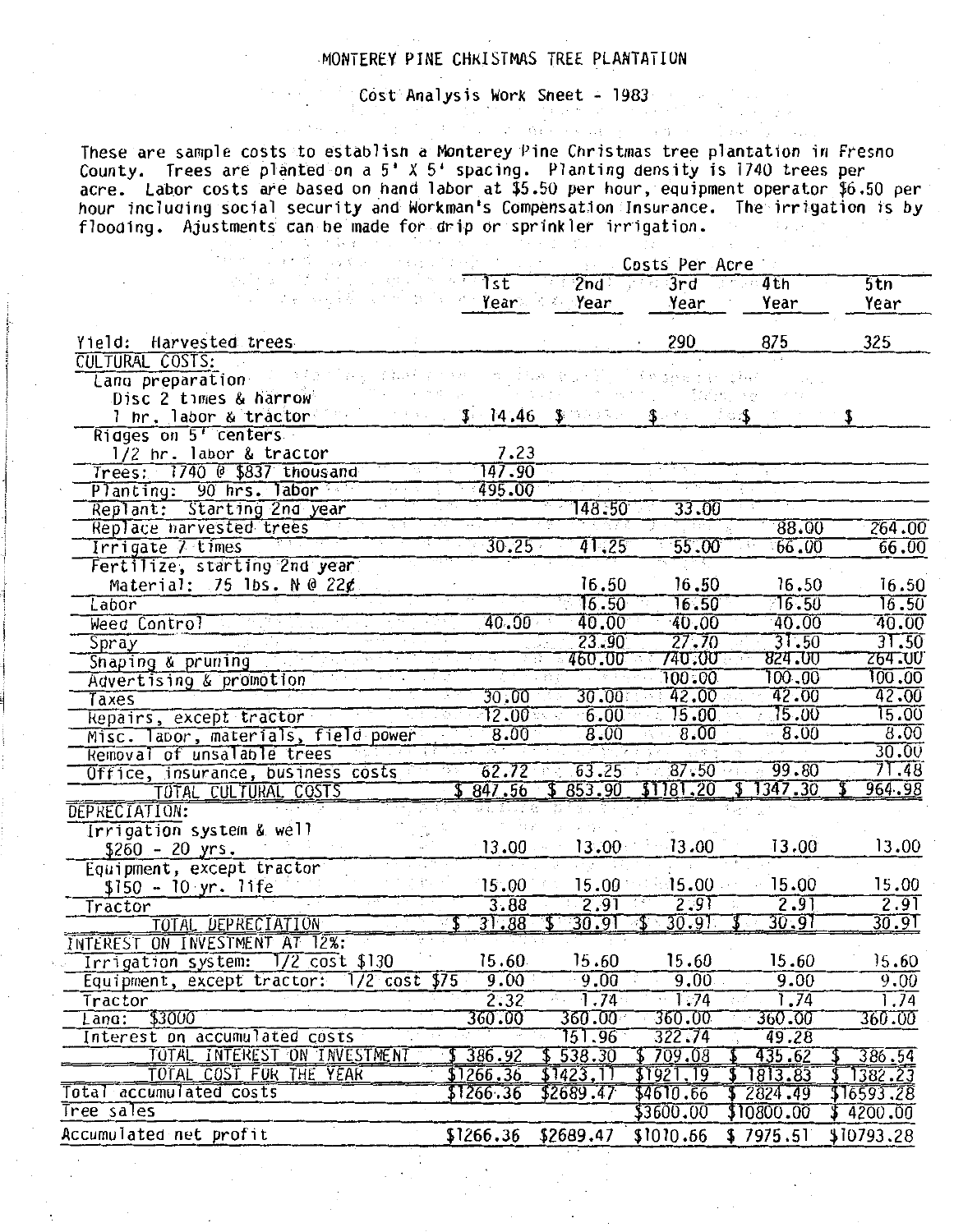# MONTEREY PINE CHRISTMAS TREE PLANTATION

Cost Analysis Work Sheet - 1983

These are sample costs to establish a Monterey Pine Christmas tree plantation in Fresno County. Trees are planted on a 5' X 5' spacing. Planting density is 1740 trees per acre. Labor costs are based on hand labor at $5.50 per hour, equipment operator $6.50 per hour including social security and Workman's Compensation Insurance. The irrigation is by flooding. Ajustments can be made for drip or sprinkler irrigation.

| | Costs Per Acre | | | | |
|---|---|---|---|---|---|
| | 1st Year | 2nd Year | 3rd Year | 4th Year | 5th Year |
| Yield: Harvested trees | | | 290 | 875 | 325 |
| CULTURAL COSTS: | | | | | |
| Land preparation | | | | | |
| Disc 2 times & harrow | | | | | |
| 1 hr. labor & tractor | $ 14.46 | $ | $ | $ | $ |
| Ridges on 5' centers | | | | | |
| 1/2 hr. labor & tractor | 7.23 | | | | |
| Trees: 1740 @ $837 thousand | 147.90 | | | | |
| Planting: 90 hrs. labor | 495.00 | | | | |
| Replant: Starting 2nd year | | 148.50 | 33.00 | | |
| Replace harvested trees | | | | 88.00 | 264.00 |
| Irrigate 7 times | 30.25 | 41.25 | 55.00 | 66.00 | 66.00 |
| Fertilize, starting 2nd year | | | | | |
| Material: 75 lbs. N @ 22¢ | | 16.50 | 16.50 | 16.50 | 16.50 |
| Labor | | 16.50 | 16.50 | 16.50 | 16.50 |
| Weed Control | 40.00 | 40.00 | 40.00 | 40.00 | 40.00 |
| Spray | | 23.90 | 27.70 | 31.50 | 31.50 |
| Shaping & pruning | | 460.00 | 740.00 | 824.00 | 264.00 |
| Advertising & promotion | | | 100.00 | 100.00 | 100.00 |
| Taxes | 30.00 | 30.00 | 42.00 | 42.00 | 42.00 |
| Repairs, except tractor | 12.00 | 6.00 | 15.00 | 15.00 | 15.00 |
| Misc. labor, materials, field power | 8.00 | 8.00 | 8.00 | 8.00 | 8.00 |
| Removal of unsalable trees | | | | | 30.00 |
| Office, insurance, business costs | 62.72 | 63.25 | 87.50 | 99.80 | 71.48 |
| TOTAL CULTURAL COSTS | $ 847.56 | $ 853.90 | $1181.20 | $ 1347.30 | $ 964.98 |
| DEPRECIATION: | | | | | |
| Irrigation system & well | | | | | |
| $260 - 20 yrs. | 13.00 | 13.00 | 13.00 | 13.00 | 13.00 |
| Equipment, except tractor | | | | | |
| $150 - 10 yr. life | 15.00 | 15.00 | 15.00 | 15.00 | 15.00 |
| Tractor | 3.88 | 2.91 | 2.91 | 2.91 | 2.91 |
| TOTAL DEPRECIATION | $ 31.88 | $ 30.91 | $ 30.91 | $ 30.91 | 30.91 |
| INTEREST ON INVESTMENT AT 12%: | | | | | |
| Irrigation system: 1/2 cost $130 | 15.60 | 15.60 | 15.60 | 15.60 | 15.60 |
| Equipment, except tractor: 1/2 cost $75 | 9.00 | 9.00 | 9.00 | 9.00 | 9.00 |
| Tractor | 2.32 | 1.74 | 1.74 | 1.74 | 1.74 |
| Land: $3000 | 360.00 | 360.00 | 360.00 | 360.00 | 360.00 |
| Interest on accumulated costs | | 151.96 | 322.74 | 49.28 | |
| TOTAL INTEREST ON INVESTMENT | $ 386.92 | $ 538.30 | $ 709.08 | $ 435.62 | $ 386.54 |
| TOTAL COST FOR THE YEAR | $1266.36 | $1423.11 | $1921.19 | $ 1813.83 | $ 1382.23 |
| Total accumulated costs | $1266.36 | $2689.47 | $4610.66 | $ 2824.49 | $16593.28 |
| Tree sales | | | $3600.00 | $10800.00 | $ 4200.00 |
| Accumulated net profit | $1266.36 | $2689.47 | $1010.66 | $ 7975.51 | $10793.28 |